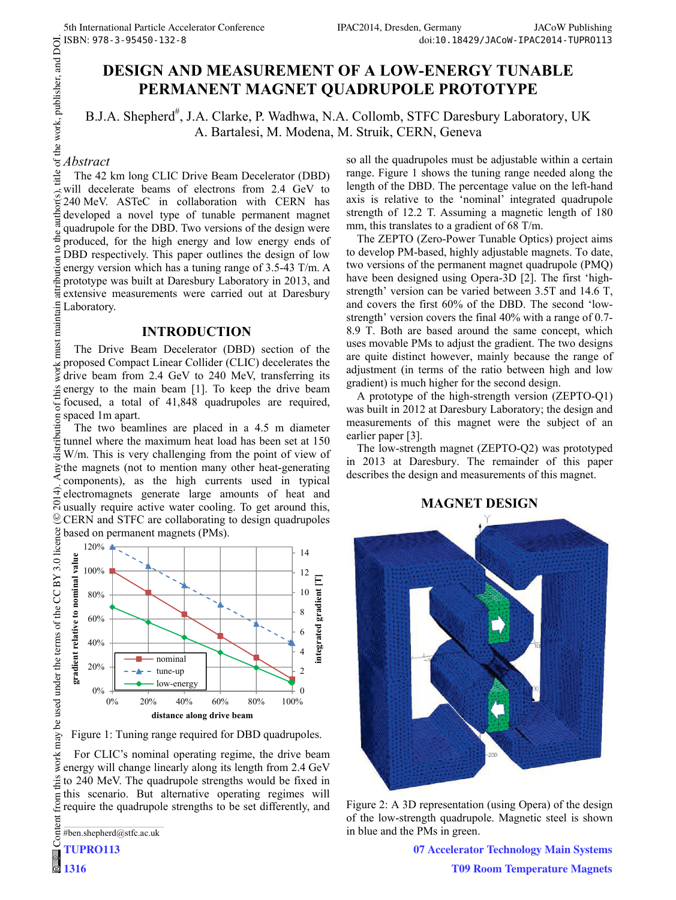# DESIGN AND MEASUREMENT OF A LOW-ENERGY TUNABLE PERMANENT MAGNET QUADRUPOLE PROTOTYPE

B.J.A. Shepherd#, J.A. Clarke, P. Wadhwa, N.A. Collomb, STFC Daresbury Laboratory, UK
A. Bartalesi, M. Modena, M. Struik, CERN, Geneva

## *Abstract*

The 42 km long CLIC Drive Beam Decelerator (DBD) will decelerate beams of electrons from 2.4 GeV to 240 MeV. ASTeC in collaboration with CERN has developed a novel type of tunable permanent magnet quadrupole for the DBD. Two versions of the design were produced, for the high energy and low energy ends of DBD respectively. This paper outlines the design of low energy version which has a tuning range of 3.5-43 T/m. A prototype was built at Daresbury Laboratory in 2013, and extensive measurements were carried out at Daresbury Laboratory.

## INTRODUCTION

The Drive Beam Decelerator (DBD) section of the proposed Compact Linear Collider (CLIC) decelerates the drive beam from 2.4 GeV to 240 MeV, transferring its energy to the main beam [1]. To keep the drive beam focused, a total of 41,848 quadrupoles are required, spaced 1m apart.

The two beamlines are placed in a 4.5 m diameter tunnel where the maximum heat load has been set at 150 W/m. This is very challenging from the point of view of the magnets (not to mention many other heat-generating components), as the high currents used in typical electromagnets generate large amounts of heat and usually require active water cooling. To get around this, CERN and STFC are collaborating to design quadrupoles based on permanent magnets (PMs).

Figure 1: Tuning range required for DBD quadrupoles.

For CLIC's nominal operating regime, the drive beam energy will change linearly along its length from 2.4 GeV to 240 MeV. The quadrupole strengths would be fixed in this scenario. But alternative operating regimes will require the quadrupole strengths to be set differently, and so all the quadrupoles must be adjustable within a certain range. Figure 1 shows the tuning range needed along the length of the DBD. The percentage value on the left-hand axis is relative to the 'nominal' integrated quadrupole strength of 12.2 T. Assuming a magnetic length of 180 mm, this translates to a gradient of 68 T/m.

The ZEPTO (Zero-Power Tunable Optics) project aims to develop PM-based, highly adjustable magnets. To date, two versions of the permanent magnet quadrupole (PMQ) have been designed using Opera-3D [2]. The first 'high-strength' version can be varied between 3.5T and 14.6 T, and covers the first 60% of the DBD. The second 'low-strength' version covers the final 40% with a range of 0.7-8.9 T. Both are based around the same concept, which uses movable PMs to adjust the gradient. The two designs are quite distinct however, mainly because the range of adjustment (in terms of the ratio between high and low gradient) is much higher for the second design.

A prototype of the high-strength version (ZEPTO-Q1) was built in 2012 at Daresbury Laboratory; the design and measurements of this magnet were the subject of an earlier paper [3].

The low-strength magnet (ZEPTO-Q2) was prototyped in 2013 at Daresbury. The remainder of this paper describes the design and measurements of this magnet.

## MAGNET DESIGN

Figure 2: A 3D representation (using Opera) of the design of the low-strength quadrupole. Magnetic steel is shown in blue and the PMs in green.

#ben.shepherd@stfc.ac.uk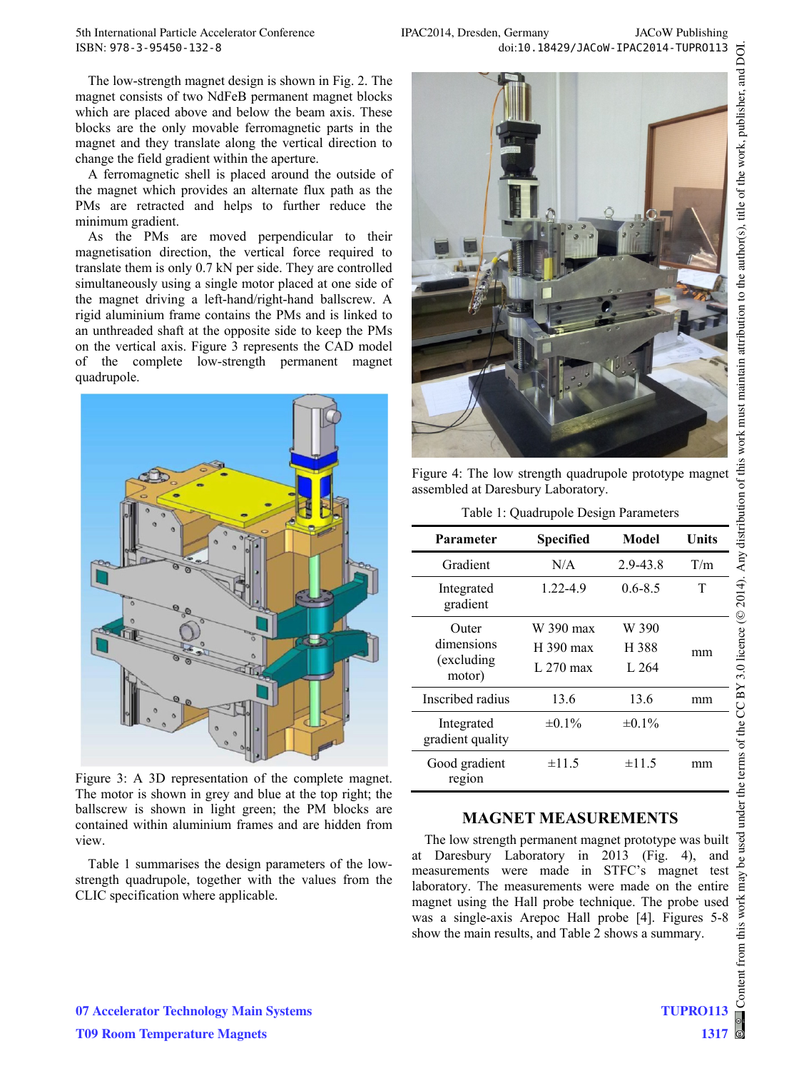The low-strength magnet design is shown in Fig. 2. The magnet consists of two NdFeB permanent magnet blocks which are placed above and below the beam axis. These blocks are the only movable ferromagnetic parts in the magnet and they translate along the vertical direction to change the field gradient within the aperture.

A ferromagnetic shell is placed around the outside of the magnet which provides an alternate flux path as the PMs are retracted and helps to further reduce the minimum gradient.

As the PMs are moved perpendicular to their magnetisation direction, the vertical force required to translate them is only 0.7 kN per side. They are controlled simultaneously using a single motor placed at one side of the magnet driving a left-hand/right-hand ballscrew. A rigid aluminium frame contains the PMs and is linked to an unthreaded shaft at the opposite side to keep the PMs on the vertical axis. Figure 3 represents the CAD model of the complete low-strength permanent magnet quadrupole.

Figure 3: A 3D representation of the complete magnet. The motor is shown in grey and blue at the top right; the ballscrew is shown in light green; the PM blocks are contained within aluminium frames and are hidden from view.

Table 1 summarises the design parameters of the low-strength quadrupole, together with the values from the CLIC specification where applicable.

Figure 4: The low strength quadrupole prototype magnet assembled at Daresbury Laboratory.

Table 1: Quadrupole Design Parameters

| Parameter | Specified | Model | Units |
|---|---|---|---|
| Gradient | N/A | 2.9-43.8 | T/m |
| Integrated gradient | 1.22-4.9 | 0.6-8.5 | T |
| Outer dimensions (excluding motor) | W 390 max<br>H 390 max<br>L 270 max | W 390<br>H 388<br>L 264 | mm |
| Inscribed radius | 13.6 | 13.6 | mm |
| Integrated gradient quality | ±0.1% | ±0.1% | |
| Good gradient region | ±11.5 | ±11.5 | mm |

## MAGNET MEASUREMENTS

The low strength permanent magnet prototype was built at Daresbury Laboratory in 2013 (Fig. 4), and measurements were made in STFC's magnet test laboratory. The measurements were made on the entire magnet using the Hall probe technique. The probe used was a single-axis Arepoc Hall probe [4]. Figures 5-8 show the main results, and Table 2 shows a summary.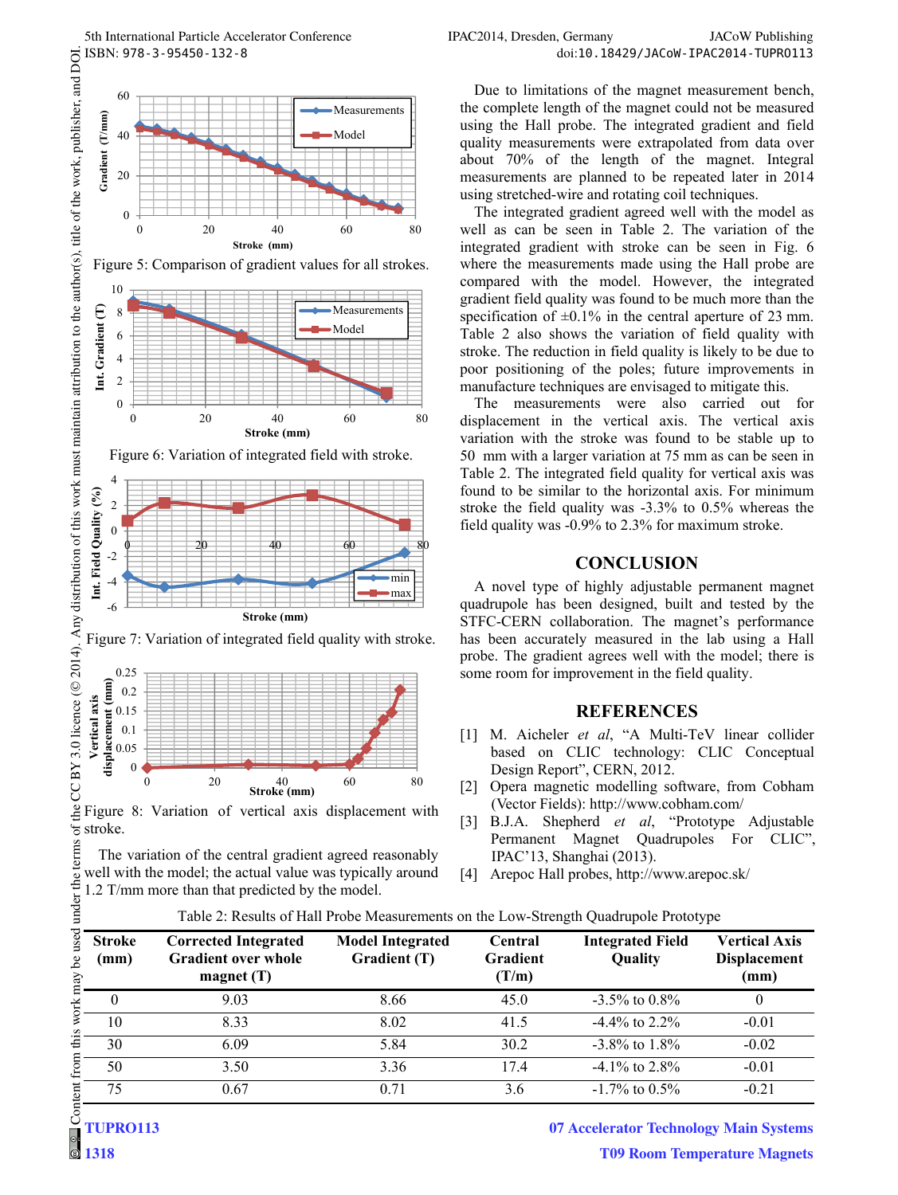60

40

20

0

Gradient (T/mm)

0 20 40 60 80

Stroke (mm)

Measurements

Model

Figure 5: Comparison of gradient values for all strokes.

10

8

6

4

2

0

Int. Gradient (T)

0 20 40 60 80

Stroke (mm)

Measurements

Model

Figure 6: Variation of integrated field with stroke.

4

2

0

-2

-4

-6

Int. Field Quality (%)

0 20 40 60 80

Stroke (mm)

min

max

Figure 7: Variation of integrated field quality with stroke.

0.25

0.2

0.15

0.1

0.05

0

Vertical axis displacement (mm)

0 20 40 60 80

Stroke (mm)

Figure 8: Variation of vertical axis displacement with stroke.

The variation of the central gradient agreed reasonably well with the model; the actual value was typically around 1.2 T/mm more than that predicted by the model.

Due to limitations of the magnet measurement bench, the complete length of the magnet could not be measured using the Hall probe. The integrated gradient and field quality measurements were extrapolated from data over about 70% of the length of the magnet. Integral measurements are planned to be repeated later in 2014 using stretched-wire and rotating coil techniques.

The integrated gradient agreed well with the model as well as can be seen in Table 2. The variation of the integrated gradient with stroke can be seen in Fig. 6 where the measurements made using the Hall probe are compared with the model. However, the integrated gradient field quality was found to be much more than the specification of ±0.1% in the central aperture of 23 mm. Table 2 also shows the variation of field quality with stroke. The reduction in field quality is likely to be due to poor positioning of the poles; future improvements in manufacture techniques are envisaged to mitigate this.

The measurements were also carried out for displacement in the vertical axis. The vertical axis variation with the stroke was found to be stable up to 50 mm with a larger variation at 75 mm as can be seen in Table 2. The integrated field quality for vertical axis was found to be similar to the horizontal axis. For minimum stroke the field quality was -3.3% to 0.5% whereas the field quality was -0.9% to 2.3% for maximum stroke.

## CONCLUSION

A novel type of highly adjustable permanent magnet quadrupole has been designed, built and tested by the STFC-CERN collaboration. The magnet's performance has been accurately measured in the lab using a Hall probe. The gradient agrees well with the model; there is some room for improvement in the field quality.

## REFERENCES

[1] M. Aicheler *et al*, "A Multi-TeV linear collider based on CLIC technology: CLIC Conceptual Design Report", CERN, 2012.

[2] Opera magnetic modelling software, from Cobham (Vector Fields): http://www.cobham.com/

[3] B.J.A. Shepherd *et al*, "Prototype Adjustable Permanent Magnet Quadrupoles For CLIC", IPAC'13, Shanghai (2013).

[4] Arepoc Hall probes, http://www.arepoc.sk/

Table 2: Results of Hall Probe Measurements on the Low-Strength Quadrupole Prototype

| Stroke (mm) | Corrected Integrated Gradient over whole magnet (T) | Model Integrated Gradient (T) | Central Gradient (T/m) | Integrated Field Quality | Vertical Axis Displacement (mm) |
|---|---|---|---|---|---|
| 0 | 9.03 | 8.66 | 45.0 | -3.5% to 0.8% | 0 |
| 10 | 8.33 | 8.02 | 41.5 | -4.4% to 2.2% | -0.01 |
| 30 | 6.09 | 5.84 | 30.2 | -3.8% to 1.8% | -0.02 |
| 50 | 3.50 | 3.36 | 17.4 | -4.1% to 2.8% | -0.01 |
| 75 | 0.67 | 0.71 | 3.6 | -1.7% to 0.5% | -0.21 |